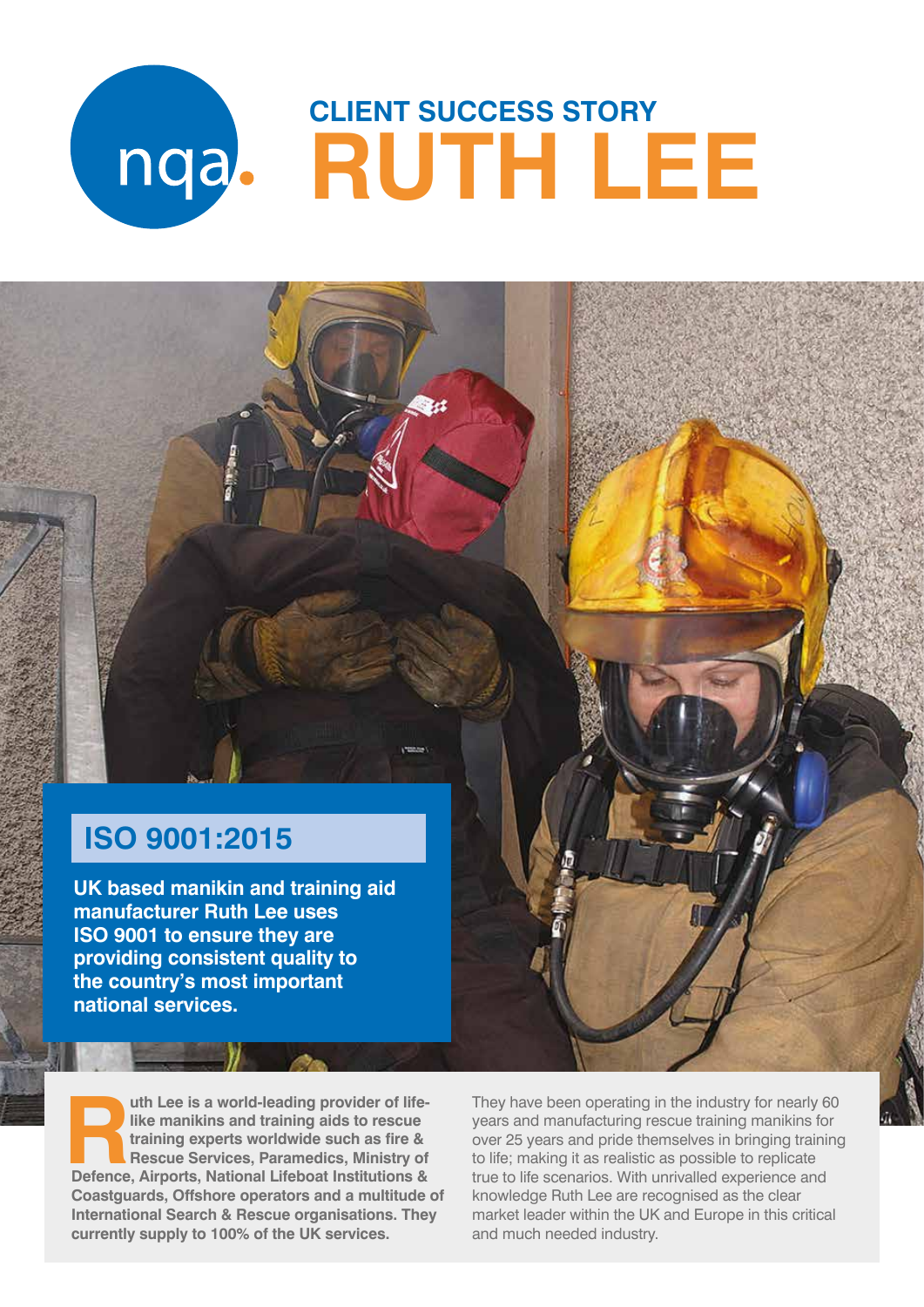nqa.

## CLIENT SUCCESS STORY

# RUTH LEE

## ISO 9001:2015

**UK based manikin and training aid manufacturer Ruth Lee uses ISO 9001 to ensure they are providing consistent quality to the country's most important national services.**

**Ruth Lee is a world-leading provider of life-like manikins and training aids to rescue training experts worldwide such as fire & Rescue Services, Paramedics, Ministry of Defence, Airports, National Lifeboat Institutions & Coastguards, Offshore operators and a multitude of International Search & Rescue organisations. They currently supply to 100% of the UK services.**

They have been operating in the industry for nearly 60 years and manufacturing rescue training manikins for over 25 years and pride themselves in bringing training to life; making it as realistic as possible to replicate true to life scenarios. With unrivalled experience and knowledge Ruth Lee are recognised as the clear market leader within the UK and Europe in this critical and much needed industry.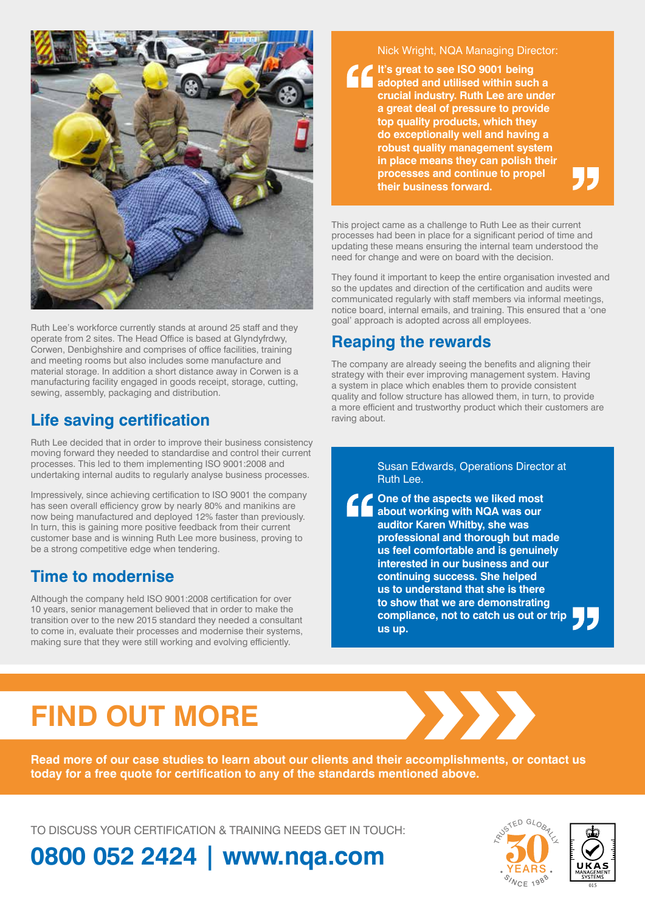Ruth Lee's workforce currently stands at around 25 staff and they operate from 2 sites. The Head Office is based at Glyndyfrdwy, Corwen, Denbighshire and comprises of office facilities, training and meeting rooms but also includes some manufacture and material storage. In addition a short distance away in Corwen is a manufacturing facility engaged in goods receipt, storage, cutting, sewing, assembly, packaging and distribution.

## Life saving certification

Ruth Lee decided that in order to improve their business consistency moving forward they needed to standardise and control their current processes. This led to them implementing ISO 9001:2008 and undertaking internal audits to regularly analyse business processes.

Impressively, since achieving certification to ISO 9001 the company has seen overall efficiency grow by nearly 80% and manikins are now being manufactured and deployed 12% faster than previously. In turn, this is gaining more positive feedback from their current customer base and is winning Ruth Lee more business, proving to be a strong competitive edge when tendering.

## Time to modernise

Although the company held ISO 9001:2008 certification for over 10 years, senior management believed that in order to make the transition over to the new 2015 standard they needed a consultant to come in, evaluate their processes and modernise their systems, making sure that they were still working and evolving efficiently.

Nick Wright, NQA Managing Director:

> **"It's great to see ISO 9001 being adopted and utilised within such a crucial industry. Ruth Lee are under a great deal of pressure to provide top quality products, which they do exceptionally well and having a robust quality management system in place means they can polish their processes and continue to propel their business forward."**

This project came as a challenge to Ruth Lee as their current processes had been in place for a significant period of time and updating these means ensuring the internal team understood the need for change and were on board with the decision.

They found it important to keep the entire organisation invested and so the updates and direction of the certification and audits were communicated regularly with staff members via informal meetings, notice board, internal emails, and training. This ensured that a 'one goal' approach is adopted across all employees.

## Reaping the rewards

The company are already seeing the benefits and aligning their strategy with their ever improving management system. Having a system in place which enables them to provide consistent quality and follow structure has allowed them, in turn, to provide a more efficient and trustworthy product which their customers are raving about.

Susan Edwards, Operations Director at Ruth Lee.

> **"One of the aspects we liked most about working with NQA was our auditor Karen Whitby, she was professional and thorough but made us feel comfortable and is genuinely interested in our business and our continuing success. She helped us to understand that she is there to show that we are demonstrating compliance, not to catch us out or trip us up."**

# FIND OUT MORE

**Read more of our case studies to learn about our clients and their accomplishments, or contact us today for a free quote for certification to any of the standards mentioned above.**

TO DISCUSS YOUR CERTIFICATION & TRAINING NEEDS GET IN TOUCH:

## 0800 052 2424 | www.nqa.com

TRUSTED GLOBALLY 30 YEARS SINCE 1988

UKAS MANAGEMENT SYSTEMS 015